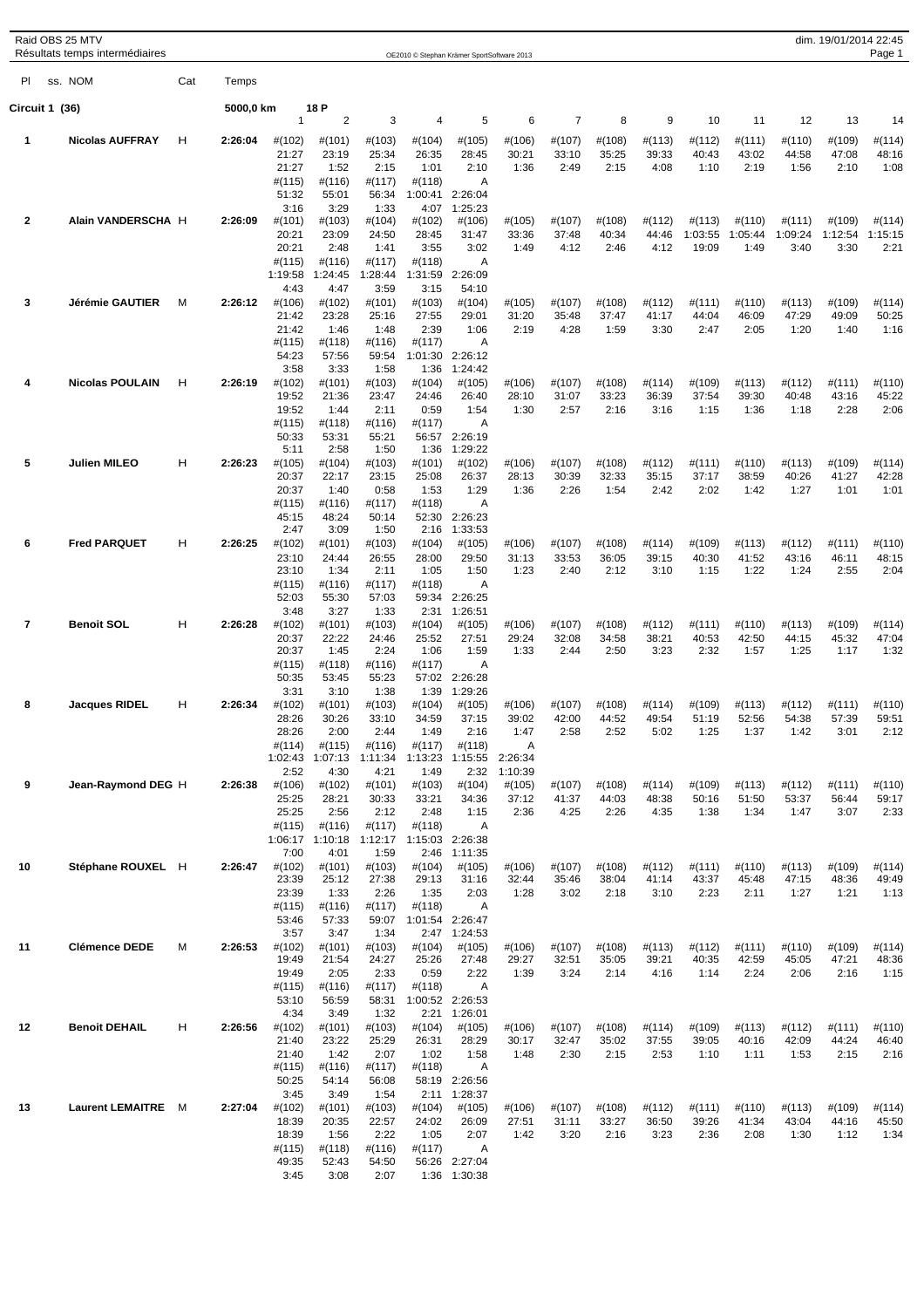Raid OBS 25 MTV

Résultats temps intermédiaires

OE2010 © Stephan Krämer SportSoftware 2013

dim. 19/01/2014 22:45

| Pl | ss. NOM | Cat | Temps | 1 | 2 | 3 | 4 | 5 | 6 | 7 | 8 | 9 | 10 | 11 | 12 | 13 | 14 |
|---|---|---|---|---|---|---|---|---|---|---|---|---|---|---|---|---|---|
| **Circuit 1 (36)** | | | 5000,0 km | 18 P | | | | | | | | | | | | | |
| **1** | **Nicolas AUFFRAY** | H | **2:26:04** | #(102) | #(101) | #(103) | #(104) | #(105) | #(106) | #(107) | #(108) | #(113) | #(112) | #(111) | #(110) | #(109) | #(114) |
| | | | | 21:27 | 23:19 | 25:34 | 26:35 | 28:45 | 30:21 | 33:10 | 35:25 | 39:33 | 40:43 | 43:02 | 44:58 | 47:08 | 48:16 |
| | | | | 21:27 | 1:52 | 2:15 | 1:01 | 2:10 | 1:36 | 2:49 | 2:15 | 4:08 | 1:10 | 2:19 | 1:56 | 2:10 | 1:08 |
| | | | | #(115) | #(116) | #(117) | #(118) | A | | | | | | | | | |
| | | | | 51:32 | 55:01 | 56:34 | 1:00:41 | 2:26:04 | | | | | | | | | |
| | | | | 3:16 | 3:29 | 1:33 | 4:07 | 1:25:23 | | | | | | | | | |
| **2** | **Alain VANDERSCHA** | H | **2:26:09** | #(101) | #(103) | #(104) | #(102) | #(106) | #(105) | #(107) | #(108) | #(112) | #(113) | #(110) | #(111) | #(109) | #(114) |
| | | | | 20:21 | 23:09 | 24:50 | 28:45 | 31:47 | 33:36 | 37:48 | 40:34 | 44:46 | 1:03:55 | 1:05:44 | 1:09:24 | 1:12:54 | 1:15:15 |
| | | | | 20:21 | 2:48 | 1:41 | 3:55 | 3:02 | 1:49 | 4:12 | 2:46 | 4:12 | 19:09 | 1:49 | 3:40 | 3:30 | 2:21 |
| | | | | #(115) | #(116) | #(117) | #(118) | A | | | | | | | | | |
| | | | | 1:19:58 | 1:24:45 | 1:28:44 | 1:31:59 | 2:26:09 | | | | | | | | | |
| | | | | 4:43 | 4:47 | 3:59 | 3:15 | 54:10 | | | | | | | | | |
| **3** | **Jérémie GAUTIER** | M | **2:26:12** | #(106) | #(102) | #(101) | #(103) | #(104) | #(105) | #(107) | #(108) | #(112) | #(111) | #(110) | #(113) | #(109) | #(114) |
| | | | | 21:42 | 23:28 | 25:16 | 27:55 | 29:01 | 31:20 | 35:48 | 37:47 | 41:17 | 44:04 | 46:09 | 47:29 | 49:09 | 50:25 |
| | | | | 21:42 | 1:46 | 1:48 | 2:39 | 1:06 | 2:19 | 4:28 | 1:59 | 3:30 | 2:47 | 2:05 | 1:20 | 1:40 | 1:16 |
| | | | | #(115) | #(118) | #(116) | #(117) | A | | | | | | | | | |
| | | | | 54:23 | 57:56 | 59:54 | 1:01:30 | 2:26:12 | | | | | | | | | |
| | | | | 3:58 | 3:33 | 1:58 | 1:36 | 1:24:42 | | | | | | | | | |
| **4** | **Nicolas POULAIN** | H | **2:26:19** | #(102) | #(101) | #(103) | #(104) | #(105) | #(106) | #(107) | #(108) | #(114) | #(109) | #(113) | #(112) | #(111) | #(110) |
| | | | | 19:52 | 21:36 | 23:47 | 24:46 | 26:40 | 28:10 | 31:07 | 33:23 | 36:39 | 37:54 | 39:30 | 40:48 | 43:16 | 45:22 |
| | | | | 19:52 | 1:44 | 2:11 | 0:59 | 1:54 | 1:30 | 2:57 | 2:16 | 3:16 | 1:15 | 1:36 | 1:18 | 2:28 | 2:06 |
| | | | | #(115) | #(118) | #(116) | #(117) | A | | | | | | | | | |
| | | | | 50:33 | 53:31 | 55:21 | 56:57 | 2:26:19 | | | | | | | | | |
| | | | | 5:11 | 2:58 | 1:50 | 1:36 | 1:29:22 | | | | | | | | | |
| **5** | **Julien MILEO** | H | **2:26:23** | #(105) | #(104) | #(103) | #(101) | #(102) | #(106) | #(107) | #(108) | #(112) | #(111) | #(110) | #(113) | #(109) | #(114) |
| | | | | 20:37 | 22:17 | 23:15 | 25:08 | 26:37 | 28:13 | 30:39 | 32:33 | 35:15 | 37:17 | 38:59 | 40:26 | 41:27 | 42:28 |
| | | | | 20:37 | 1:40 | 0:58 | 1:53 | 1:29 | 1:36 | 2:26 | 1:54 | 2:42 | 2:02 | 1:42 | 1:27 | 1:01 | 1:01 |
| | | | | #(115) | #(116) | #(117) | #(118) | A | | | | | | | | | |
| | | | | 45:15 | 48:24 | 50:14 | 52:30 | 2:26:23 | | | | | | | | | |
| | | | | 2:47 | 3:09 | 1:50 | 2:16 | 1:33:53 | | | | | | | | | |
| **6** | **Fred PARQUET** | H | **2:26:25** | #(102) | #(101) | #(103) | #(104) | #(105) | #(106) | #(107) | #(108) | #(114) | #(109) | #(113) | #(112) | #(111) | #(110) |
| | | | | 23:10 | 24:44 | 26:55 | 28:00 | 29:50 | 31:13 | 33:53 | 36:05 | 39:15 | 40:30 | 41:52 | 43:16 | 46:11 | 48:15 |
| | | | | 23:10 | 1:34 | 2:11 | 1:05 | 1:50 | 1:23 | 2:40 | 2:12 | 3:10 | 1:15 | 1:22 | 1:24 | 2:55 | 2:04 |
| | | | | #(115) | #(116) | #(117) | #(118) | A | | | | | | | | | |
| | | | | 52:03 | 55:30 | 57:03 | 59:34 | 2:26:25 | | | | | | | | | |
| | | | | 3:48 | 3:27 | 1:33 | 2:31 | 1:26:51 | | | | | | | | | |
| **7** | **Benoit SOL** | H | **2:26:28** | #(102) | #(101) | #(103) | #(104) | #(105) | #(106) | #(107) | #(108) | #(112) | #(111) | #(110) | #(113) | #(109) | #(114) |
| | | | | 20:37 | 22:22 | 24:46 | 25:52 | 27:51 | 29:24 | 32:08 | 34:58 | 38:21 | 40:53 | 42:50 | 44:15 | 45:32 | 47:04 |
| | | | | 20:37 | 1:45 | 2:24 | 1:06 | 1:59 | 1:33 | 2:44 | 2:50 | 3:23 | 2:32 | 1:57 | 1:25 | 1:17 | 1:32 |
| | | | | #(115) | #(118) | #(116) | #(117) | A | | | | | | | | | |
| | | | | 50:35 | 53:45 | 55:23 | 57:02 | 2:26:28 | | | | | | | | | |
| | | | | 3:31 | 3:10 | 1:38 | 1:39 | 1:29:26 | | | | | | | | | |
| **8** | **Jacques RIDEL** | H | **2:26:34** | #(102) | #(101) | #(103) | #(104) | #(105) | #(106) | #(107) | #(108) | #(114) | #(109) | #(113) | #(112) | #(111) | #(110) |
| | | | | 28:26 | 30:26 | 33:10 | 34:59 | 37:15 | 39:02 | 42:00 | 44:52 | 49:54 | 51:19 | 52:56 | 54:38 | 57:39 | 59:51 |
| | | | | 28:26 | 2:00 | 2:44 | 1:49 | 2:16 | 1:47 | 2:58 | 2:52 | 5:02 | 1:25 | 1:37 | 1:42 | 3:01 | 2:12 |
| | | | | #(114) | #(115) | #(116) | #(117) | #(118) | A | | | | | | | | |
| | | | | 1:02:43 | 1:07:13 | 1:11:34 | 1:13:23 | 1:15:55 | 2:26:34 | | | | | | | | |
| | | | | 2:52 | 4:30 | 4:21 | 1:49 | 2:32 | 1:10:39 | | | | | | | | |
| **9** | **Jean-Raymond DEG** | H | **2:26:38** | #(106) | #(102) | #(101) | #(103) | #(104) | #(105) | #(107) | #(108) | #(114) | #(109) | #(113) | #(112) | #(111) | #(110) |
| | | | | 25:25 | 28:21 | 30:33 | 33:21 | 34:36 | 37:12 | 41:37 | 44:03 | 48:38 | 50:16 | 51:50 | 53:37 | 56:44 | 59:17 |
| | | | | 25:25 | 2:56 | 2:12 | 2:48 | 1:15 | 2:36 | 4:25 | 2:26 | 4:35 | 1:38 | 1:34 | 1:47 | 3:07 | 2:33 |
| | | | | #(115) | #(116) | #(117) | #(118) | A | | | | | | | | | |
| | | | | 1:06:17 | 1:10:18 | 1:12:17 | 1:15:03 | 2:26:38 | | | | | | | | | |
| | | | | 7:00 | 4:01 | 1:59 | 2:46 | 1:11:35 | | | | | | | | | |
| **10** | **Stéphane ROUXEL** | H | **2:26:47** | #(102) | #(101) | #(103) | #(104) | #(105) | #(106) | #(107) | #(108) | #(112) | #(111) | #(110) | #(113) | #(109) | #(114) |
| | | | | 23:39 | 25:12 | 27:38 | 29:13 | 31:16 | 32:44 | 35:46 | 38:04 | 41:14 | 43:37 | 45:48 | 47:15 | 48:36 | 49:49 |
| | | | | 23:39 | 1:33 | 2:26 | 1:35 | 2:03 | 1:28 | 3:02 | 2:18 | 3:10 | 2:23 | 2:11 | 1:27 | 1:21 | 1:13 |
| | | | | #(115) | #(116) | #(117) | #(118) | A | | | | | | | | | |
| | | | | 53:46 | 57:33 | 59:07 | 1:01:54 | 2:26:47 | | | | | | | | | |
| | | | | 3:57 | 3:47 | 1:34 | 2:47 | 1:24:53 | | | | | | | | | |
| **11** | **Clémence DEDE** | M | **2:26:53** | #(102) | #(101) | #(103) | #(104) | #(105) | #(106) | #(107) | #(108) | #(113) | #(112) | #(111) | #(110) | #(109) | #(114) |
| | | | | 19:49 | 21:54 | 24:27 | 25:26 | 27:48 | 29:27 | 32:51 | 35:05 | 39:21 | 40:35 | 42:59 | 45:05 | 47:21 | 48:36 |
| | | | | 19:49 | 2:05 | 2:33 | 0:59 | 2:22 | 1:39 | 3:24 | 2:14 | 4:16 | 1:14 | 2:24 | 2:06 | 2:16 | 1:15 |
| | | | | #(115) | #(116) | #(117) | #(118) | A | | | | | | | | | |
| | | | | 53:10 | 56:59 | 58:31 | 1:00:52 | 2:26:53 | | | | | | | | | |
| | | | | 4:34 | 3:49 | 1:32 | 2:21 | 1:26:01 | | | | | | | | | |
| **12** | **Benoit DEHAIL** | H | **2:26:56** | #(102) | #(101) | #(103) | #(104) | #(105) | #(106) | #(107) | #(108) | #(114) | #(109) | #(113) | #(112) | #(111) | #(110) |
| | | | | 21:40 | 23:22 | 25:29 | 26:31 | 28:29 | 30:17 | 32:47 | 35:02 | 37:55 | 39:05 | 40:16 | 42:09 | 44:24 | 46:40 |
| | | | | 21:40 | 1:42 | 2:07 | 1:02 | 1:58 | 1:48 | 2:30 | 2:15 | 2:53 | 1:10 | 1:11 | 1:53 | 2:15 | 2:16 |
| | | | | #(115) | #(116) | #(117) | #(118) | A | | | | | | | | | |
| | | | | 50:25 | 54:14 | 56:08 | 58:19 | 2:26:56 | | | | | | | | | |
| | | | | 3:45 | 3:49 | 1:54 | 2:11 | 1:28:37 | | | | | | | | | |
| **13** | **Laurent LEMAITRE** | M | **2:27:04** | #(102) | #(101) | #(103) | #(104) | #(105) | #(106) | #(107) | #(108) | #(112) | #(111) | #(110) | #(113) | #(109) | #(114) |
| | | | | 18:39 | 20:35 | 22:57 | 24:02 | 26:09 | 27:51 | 31:11 | 33:27 | 36:50 | 39:26 | 41:34 | 43:04 | 44:16 | 45:50 |
| | | | | 18:39 | 1:56 | 2:22 | 1:05 | 2:07 | 1:42 | 3:20 | 2:16 | 3:23 | 2:36 | 2:08 | 1:30 | 1:12 | 1:34 |
| | | | | #(115) | #(118) | #(116) | #(117) | A | | | | | | | | | |
| | | | | 49:35 | 52:43 | 54:50 | 56:26 | 2:27:04 | | | | | | | | | |
| | | | | 3:45 | 3:08 | 2:07 | 1:36 | 1:30:38 | | | | | | | | | |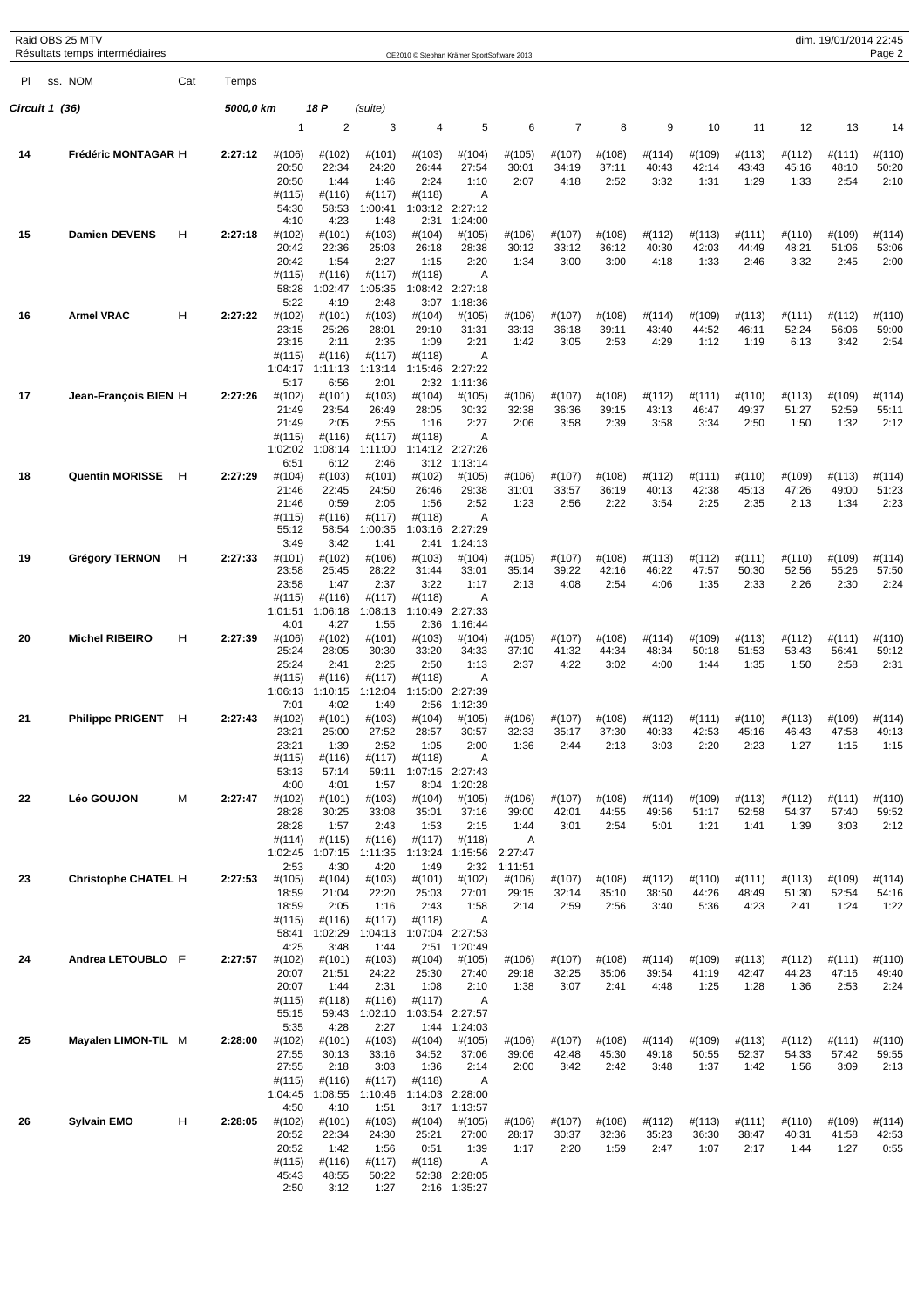Raid OBS 25 MTV
Résultats temps intermédiaires

OE2010 © Stephan Krämer SportSoftware 2013

dim. 19/01/2014 22:45

| Pl | ss. NOM | Cat | Temps | | | | | | | | | | | | | | |
|---|---|---|---|---|---|---|---|---|---|---|---|---|---|---|---|---|---|
| **Circuit 1 (36)** | | | **5000,0 km** | **18 P** | *(suite)* | | | | | | | | | | | | |
| | | | | 1 | 2 | 3 | 4 | 5 | 6 | 7 | 8 | 9 | 10 | 11 | 12 | 13 | 14 |
| **14** | **Frédéric MONTAGAR** | H | **2:27:12** | #(106) | #(102) | #(101) | #(103) | #(104) | #(105) | #(107) | #(108) | #(114) | #(109) | #(113) | #(112) | #(111) | #(110) |
| | | | | 20:50 | 22:34 | 24:20 | 26:44 | 27:54 | 30:01 | 34:19 | 37:11 | 40:43 | 42:14 | 43:43 | 45:16 | 48:10 | 50:20 |
| | | | | 20:50 | 1:44 | 1:46 | 2:24 | 1:10 | 2:07 | 4:18 | 2:52 | 3:32 | 1:31 | 1:29 | 1:33 | 2:54 | 2:10 |
| | | | | #(115) | #(116) | #(117) | #(118) | A | | | | | | | | | |
| | | | | 54:30 | 58:53 | 1:00:41 | 1:03:12 | 2:27:12 | | | | | | | | | |
| | | | | 4:10 | 4:23 | 1:48 | 2:31 | 1:24:00 | | | | | | | | | |
| **15** | **Damien DEVENS** | H | **2:27:18** | #(102) | #(101) | #(103) | #(104) | #(105) | #(106) | #(107) | #(108) | #(112) | #(113) | #(111) | #(110) | #(109) | #(114) |
| | | | | 20:42 | 22:36 | 25:03 | 26:18 | 28:38 | 30:12 | 33:12 | 36:12 | 40:30 | 42:03 | 44:49 | 48:21 | 51:06 | 53:06 |
| | | | | 20:42 | 1:54 | 2:27 | 1:15 | 2:20 | 1:34 | 3:00 | 3:00 | 4:18 | 1:33 | 2:46 | 3:32 | 2:45 | 2:00 |
| | | | | #(115) | #(116) | #(117) | #(118) | A | | | | | | | | | |
| | | | | 58:28 | 1:02:47 | 1:05:35 | 1:08:42 | 2:27:18 | | | | | | | | | |
| | | | | 5:22 | 4:19 | 2:48 | 3:07 | 1:18:36 | | | | | | | | | |
| **16** | **Armel VRAC** | H | **2:27:22** | #(102) | #(101) | #(103) | #(104) | #(105) | #(106) | #(107) | #(108) | #(114) | #(109) | #(113) | #(111) | #(112) | #(110) |
| | | | | 23:15 | 25:26 | 28:01 | 29:10 | 31:31 | 33:13 | 36:18 | 39:11 | 43:40 | 44:52 | 46:11 | 52:24 | 56:06 | 59:00 |
| | | | | 23:15 | 2:11 | 2:35 | 1:09 | 2:21 | 1:42 | 3:05 | 2:53 | 4:29 | 1:12 | 1:19 | 6:13 | 3:42 | 2:54 |
| | | | | #(115) | #(116) | #(117) | #(118) | A | | | | | | | | | |
| | | | | 1:04:17 | 1:11:13 | 1:13:14 | 1:15:46 | 2:27:22 | | | | | | | | | |
| | | | | 5:17 | 6:56 | 2:01 | 2:32 | 1:11:36 | | | | | | | | | |
| **17** | **Jean-François BIEN** | H | **2:27:26** | #(102) | #(101) | #(103) | #(104) | #(105) | #(106) | #(107) | #(108) | #(112) | #(111) | #(110) | #(113) | #(109) | #(114) |
| | | | | 21:49 | 23:54 | 26:49 | 28:05 | 30:32 | 32:38 | 36:36 | 39:15 | 43:13 | 46:47 | 49:37 | 51:27 | 52:59 | 55:11 |
| | | | | 21:49 | 2:05 | 2:55 | 1:16 | 2:27 | 2:06 | 3:58 | 2:39 | 3:58 | 3:34 | 2:50 | 1:50 | 1:32 | 2:12 |
| | | | | #(115) | #(116) | #(117) | #(118) | A | | | | | | | | | |
| | | | | 1:02:02 | 1:08:14 | 1:11:00 | 1:14:12 | 2:27:26 | | | | | | | | | |
| | | | | 6:51 | 6:12 | 2:46 | 3:12 | 1:13:14 | | | | | | | | | |
| **18** | **Quentin MORISSE** | H | **2:27:29** | #(104) | #(103) | #(101) | #(102) | #(105) | #(106) | #(107) | #(108) | #(112) | #(111) | #(110) | #(109) | #(113) | #(114) |
| | | | | 21:46 | 22:45 | 24:50 | 26:46 | 29:38 | 31:01 | 33:57 | 36:19 | 40:13 | 42:38 | 45:13 | 47:26 | 49:00 | 51:23 |
| | | | | 21:46 | 0:59 | 2:05 | 1:56 | 2:52 | 1:23 | 2:56 | 2:22 | 3:54 | 2:25 | 2:35 | 2:13 | 1:34 | 2:23 |
| | | | | #(115) | #(116) | #(117) | #(118) | A | | | | | | | | | |
| | | | | 55:12 | 58:54 | 1:00:35 | 1:03:16 | 2:27:29 | | | | | | | | | |
| | | | | 3:49 | 3:42 | 1:41 | 2:41 | 1:24:13 | | | | | | | | | |
| **19** | **Grégory TERNON** | H | **2:27:33** | #(101) | #(102) | #(106) | #(103) | #(104) | #(105) | #(107) | #(108) | #(113) | #(112) | #(111) | #(110) | #(109) | #(114) |
| | | | | 23:58 | 25:45 | 28:22 | 31:44 | 33:01 | 35:14 | 39:22 | 42:16 | 46:22 | 47:57 | 50:30 | 52:56 | 55:26 | 57:50 |
| | | | | 23:58 | 1:47 | 2:37 | 3:22 | 1:17 | 2:13 | 4:08 | 2:54 | 4:06 | 1:35 | 2:33 | 2:26 | 2:30 | 2:24 |
| | | | | #(115) | #(116) | #(117) | #(118) | A | | | | | | | | | |
| | | | | 1:01:51 | 1:06:18 | 1:08:13 | 1:10:49 | 2:27:33 | | | | | | | | | |
| | | | | 4:01 | 4:27 | 1:55 | 2:36 | 1:16:44 | | | | | | | | | |
| **20** | **Michel RIBEIRO** | H | **2:27:39** | #(106) | #(102) | #(101) | #(103) | #(104) | #(105) | #(107) | #(108) | #(114) | #(109) | #(113) | #(112) | #(111) | #(110) |
| | | | | 25:24 | 28:05 | 30:30 | 33:20 | 34:33 | 37:10 | 41:32 | 44:34 | 48:34 | 50:18 | 51:53 | 53:43 | 56:41 | 59:12 |
| | | | | 25:24 | 2:41 | 2:25 | 2:50 | 1:13 | 2:37 | 4:22 | 3:02 | 4:00 | 1:44 | 1:35 | 1:50 | 2:58 | 2:31 |
| | | | | #(115) | #(116) | #(117) | #(118) | A | | | | | | | | | |
| | | | | 1:06:13 | 1:10:15 | 1:12:04 | 1:15:00 | 2:27:39 | | | | | | | | | |
| | | | | 7:01 | 4:02 | 1:49 | 2:56 | 1:12:39 | | | | | | | | | |
| **21** | **Philippe PRIGENT** | H | **2:27:43** | #(102) | #(101) | #(103) | #(104) | #(105) | #(106) | #(107) | #(108) | #(112) | #(111) | #(110) | #(113) | #(109) | #(114) |
| | | | | 23:21 | 25:00 | 27:52 | 28:57 | 30:57 | 32:33 | 35:17 | 37:30 | 40:33 | 42:53 | 45:16 | 46:43 | 47:58 | 49:13 |
| | | | | 23:21 | 1:39 | 2:52 | 1:05 | 2:00 | 1:36 | 2:44 | 2:13 | 3:03 | 2:20 | 2:23 | 1:27 | 1:15 | 1:15 |
| | | | | #(115) | #(116) | #(117) | #(118) | A | | | | | | | | | |
| | | | | 53:13 | 57:14 | 59:11 | 1:07:15 | 2:27:43 | | | | | | | | | |
| | | | | 4:00 | 4:01 | 1:57 | 8:04 | 1:20:28 | | | | | | | | | |
| **22** | **Léo GOUJON** | M | **2:27:47** | #(102) | #(101) | #(103) | #(104) | #(105) | #(106) | #(107) | #(108) | #(114) | #(109) | #(113) | #(112) | #(111) | #(110) |
| | | | | 28:28 | 30:25 | 33:08 | 35:01 | 37:16 | 39:00 | 42:01 | 44:55 | 49:56 | 51:17 | 52:58 | 54:37 | 57:40 | 59:52 |
| | | | | 28:28 | 1:57 | 2:43 | 1:53 | 2:15 | 1:44 | 3:01 | 2:54 | 5:01 | 1:21 | 1:41 | 1:39 | 3:03 | 2:12 |
| | | | | #(114) | #(115) | #(116) | #(117) | #(118) | A | | | | | | | | |
| | | | | 1:02:45 | 1:07:15 | 1:11:35 | 1:13:24 | 1:15:56 | 2:27:47 | | | | | | | | |
| | | | | 2:53 | 4:30 | 4:20 | 1:49 | 2:32 | 1:11:51 | | | | | | | | |
| **23** | **Christophe CHATEL** | H | **2:27:53** | #(105) | #(104) | #(103) | #(101) | #(102) | #(106) | #(107) | #(108) | #(112) | #(110) | #(111) | #(113) | #(109) | #(114) |
| | | | | 18:59 | 21:04 | 22:20 | 25:03 | 27:01 | 29:15 | 32:14 | 35:10 | 38:50 | 44:26 | 48:49 | 51:30 | 52:54 | 54:16 |
| | | | | 18:59 | 2:05 | 1:16 | 2:43 | 1:58 | 2:14 | 2:59 | 2:56 | 3:40 | 5:36 | 4:23 | 2:41 | 1:24 | 1:22 |
| | | | | #(115) | #(116) | #(117) | #(118) | A | | | | | | | | | |
| | | | | 58:41 | 1:02:29 | 1:04:13 | 1:07:04 | 2:27:53 | | | | | | | | | |
| | | | | 4:25 | 3:48 | 1:44 | 2:51 | 1:20:49 | | | | | | | | | |
| **24** | **Andrea LETOUBLO** | F | **2:27:57** | #(102) | #(101) | #(103) | #(104) | #(105) | #(106) | #(107) | #(108) | #(114) | #(109) | #(113) | #(112) | #(111) | #(110) |
| | | | | 20:07 | 21:51 | 24:22 | 25:30 | 27:40 | 29:18 | 32:25 | 35:06 | 39:54 | 41:19 | 42:47 | 44:23 | 47:16 | 49:40 |
| | | | | 20:07 | 1:44 | 2:31 | 1:08 | 2:10 | 1:38 | 3:07 | 2:41 | 4:48 | 1:25 | 1:28 | 1:36 | 2:53 | 2:24 |
| | | | | #(115) | #(118) | #(116) | #(117) | A | | | | | | | | | |
| | | | | 55:15 | 59:43 | 1:02:10 | 1:03:54 | 2:27:57 | | | | | | | | | |
| | | | | 5:35 | 4:28 | 2:27 | 1:44 | 1:24:03 | | | | | | | | | |
| **25** | **Mayalen LIMON-TIL** | M | **2:28:00** | #(102) | #(101) | #(103) | #(104) | #(105) | #(106) | #(107) | #(108) | #(114) | #(109) | #(113) | #(112) | #(111) | #(110) |
| | | | | 27:55 | 30:13 | 33:16 | 34:52 | 37:06 | 39:06 | 42:48 | 45:30 | 49:18 | 50:55 | 52:37 | 54:33 | 57:42 | 59:55 |
| | | | | 27:55 | 2:18 | 3:03 | 1:36 | 2:14 | 2:00 | 3:42 | 2:42 | 3:48 | 1:37 | 1:42 | 1:56 | 3:09 | 2:13 |
| | | | | #(115) | #(116) | #(117) | #(118) | A | | | | | | | | | |
| | | | | 1:04:45 | 1:08:55 | 1:10:46 | 1:14:03 | 2:28:00 | | | | | | | | | |
| | | | | 4:50 | 4:10 | 1:51 | 3:17 | 1:13:57 | | | | | | | | | |
| **26** | **Sylvain EMO** | H | **2:28:05** | #(102) | #(101) | #(103) | #(104) | #(105) | #(106) | #(107) | #(108) | #(112) | #(113) | #(111) | #(110) | #(109) | #(114) |
| | | | | 20:52 | 22:34 | 24:30 | 25:21 | 27:00 | 28:17 | 30:37 | 32:36 | 35:23 | 36:30 | 38:47 | 40:31 | 41:58 | 42:53 |
| | | | | 20:52 | 1:42 | 1:56 | 0:51 | 1:39 | 1:17 | 2:20 | 1:59 | 2:47 | 1:07 | 2:17 | 1:44 | 1:27 | 0:55 |
| | | | | #(115) | #(116) | #(117) | #(118) | A | | | | | | | | | |
| | | | | 45:43 | 48:55 | 50:22 | 52:38 | 2:28:05 | | | | | | | | | |
| | | | | 2:50 | 3:12 | 1:27 | 2:16 | 1:35:27 | | | | | | | | | |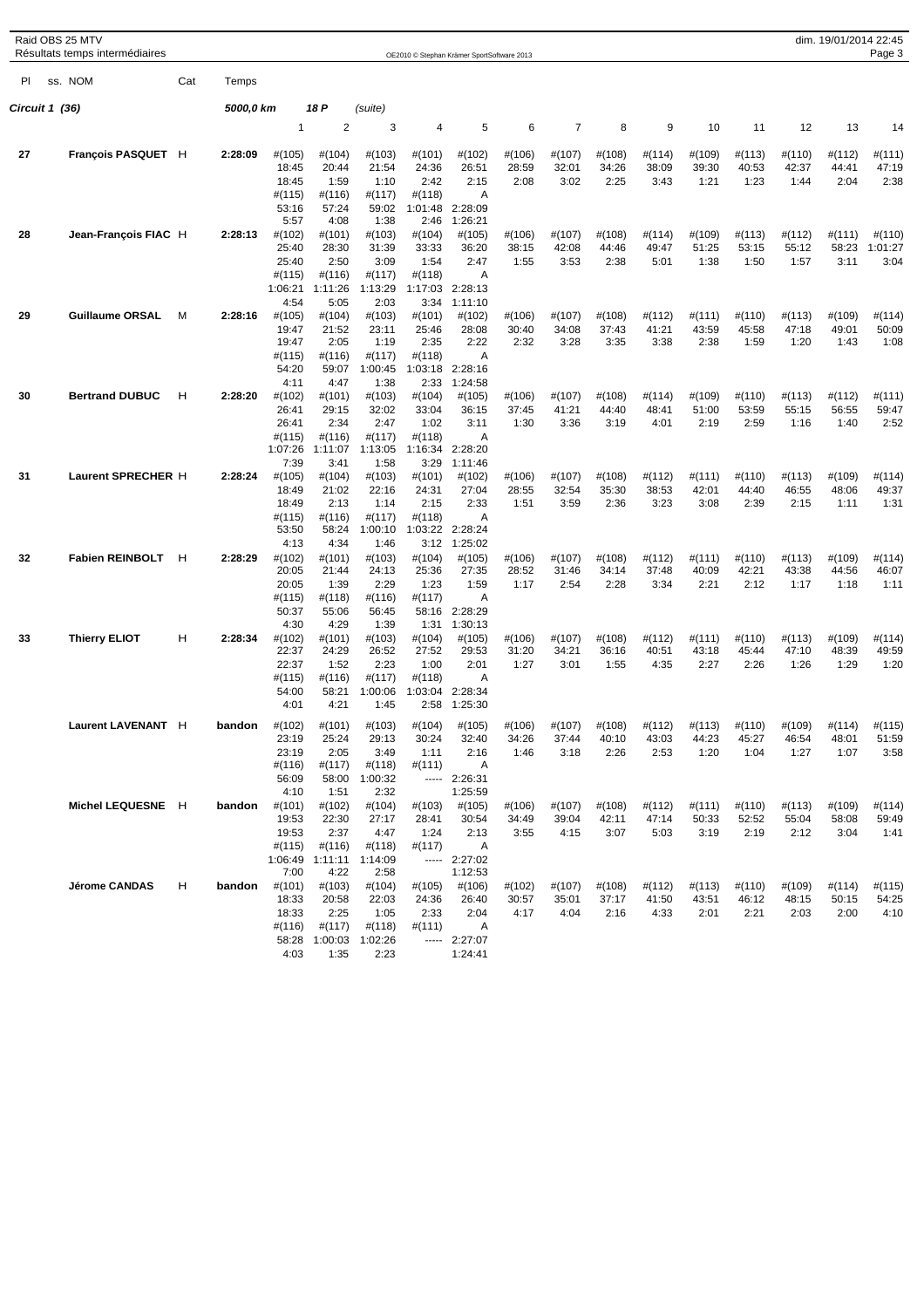Raid OBS 25 MTV
Résultats temps intermédiaires

OE2010 © Stephan Krämer SportSoftware 2013

dim. 19/01/2014 22:45

| Pl | ss. NOM | Cat | Temps | | | | | | | | | | | | | | |
|---|---|---|---|---|---|---|---|---|---|---|---|---|---|---|---|---|---|
| **Circuit 1 (36)** | | | **5000,0 km** | | **18 P** | *(suite)* | | | | | | | | | | | |
| | | | | 1 | 2 | 3 | 4 | 5 | 6 | 7 | 8 | 9 | 10 | 11 | 12 | 13 | 14 |
| **27** | **François PASQUET** | H | **2:28:09** | #(105) | #(104) | #(103) | #(101) | #(102) | #(106) | #(107) | #(108) | #(114) | #(109) | #(113) | #(110) | #(112) | #(111) |
| | | | | 18:45 | 20:44 | 21:54 | 24:36 | 26:51 | 28:59 | 32:01 | 34:26 | 38:09 | 39:30 | 40:53 | 42:37 | 44:41 | 47:19 |
| | | | | 18:45 | 1:59 | 1:10 | 2:42 | 2:15 | 2:08 | 3:02 | 2:25 | 3:43 | 1:21 | 1:23 | 1:44 | 2:04 | 2:38 |
| | | | | #(115) | #(116) | #(117) | #(118) | A | | | | | | | | | |
| | | | | 53:16 | 57:24 | 59:02 | 1:01:48 | 2:28:09 | | | | | | | | | |
| | | | | 5:57 | 4:08 | 1:38 | 2:46 | 1:26:21 | | | | | | | | | |
| **28** | **Jean-François FIAC** | H | **2:28:13** | #(102) | #(101) | #(103) | #(104) | #(105) | #(106) | #(107) | #(108) | #(114) | #(109) | #(113) | #(112) | #(111) | #(110) |
| | | | | 25:40 | 28:30 | 31:39 | 33:33 | 36:20 | 38:15 | 42:08 | 44:46 | 49:47 | 51:25 | 53:15 | 55:12 | 58:23 | 1:01:27 |
| | | | | 25:40 | 2:50 | 3:09 | 1:54 | 2:47 | 1:55 | 3:53 | 2:38 | 5:01 | 1:38 | 1:50 | 1:57 | 3:11 | 3:04 |
| | | | | #(115) | #(116) | #(117) | #(118) | A | | | | | | | | | |
| | | | | 1:06:21 | 1:11:26 | 1:13:29 | 1:17:03 | 2:28:13 | | | | | | | | | |
| | | | | 4:54 | 5:05 | 2:03 | 3:34 | 1:11:10 | | | | | | | | | |
| **29** | **Guillaume ORSAL** | M | **2:28:16** | #(105) | #(104) | #(103) | #(101) | #(102) | #(106) | #(107) | #(108) | #(112) | #(111) | #(110) | #(113) | #(109) | #(114) |
| | | | | 19:47 | 21:52 | 23:11 | 25:46 | 28:08 | 30:40 | 34:08 | 37:43 | 41:21 | 43:59 | 45:58 | 47:18 | 49:01 | 50:09 |
| | | | | 19:47 | 2:05 | 1:19 | 2:35 | 2:22 | 2:32 | 3:28 | 3:35 | 3:38 | 2:38 | 1:59 | 1:20 | 1:43 | 1:08 |
| | | | | #(115) | #(116) | #(117) | #(118) | A | | | | | | | | | |
| | | | | 54:20 | 59:07 | 1:00:45 | 1:03:18 | 2:28:16 | | | | | | | | | |
| | | | | 4:11 | 4:47 | 1:38 | 2:33 | 1:24:58 | | | | | | | | | |
| **30** | **Bertrand DUBUC** | H | **2:28:20** | #(102) | #(101) | #(103) | #(104) | #(105) | #(106) | #(107) | #(108) | #(114) | #(109) | #(110) | #(113) | #(112) | #(111) |
| | | | | 26:41 | 29:15 | 32:02 | 33:04 | 36:15 | 37:45 | 41:21 | 44:40 | 48:41 | 51:00 | 53:59 | 55:15 | 56:55 | 59:47 |
| | | | | 26:41 | 2:34 | 2:47 | 1:02 | 3:11 | 1:30 | 3:36 | 3:19 | 4:01 | 2:19 | 2:59 | 1:16 | 1:40 | 2:52 |
| | | | | #(115) | #(116) | #(117) | #(118) | A | | | | | | | | | |
| | | | | 1:07:26 | 1:11:07 | 1:13:05 | 1:16:34 | 2:28:20 | | | | | | | | | |
| | | | | 7:39 | 3:41 | 1:58 | 3:29 | 1:11:46 | | | | | | | | | |
| **31** | **Laurent SPRECHER** | H | **2:28:24** | #(105) | #(104) | #(103) | #(101) | #(102) | #(106) | #(107) | #(108) | #(112) | #(111) | #(110) | #(113) | #(109) | #(114) |
| | | | | 18:49 | 21:02 | 22:16 | 24:31 | 27:04 | 28:55 | 32:54 | 35:30 | 38:53 | 42:01 | 44:40 | 46:55 | 48:06 | 49:37 |
| | | | | 18:49 | 2:13 | 1:14 | 2:15 | 2:33 | 1:51 | 3:59 | 2:36 | 3:23 | 3:08 | 2:39 | 2:15 | 1:11 | 1:31 |
| | | | | #(115) | #(116) | #(117) | #(118) | A | | | | | | | | | |
| | | | | 53:50 | 58:24 | 1:00:10 | 1:03:22 | 2:28:24 | | | | | | | | | |
| | | | | 4:13 | 4:34 | 1:46 | 3:12 | 1:25:02 | | | | | | | | | |
| **32** | **Fabien REINBOLT** | H | **2:28:29** | #(102) | #(101) | #(103) | #(104) | #(105) | #(106) | #(107) | #(108) | #(112) | #(111) | #(110) | #(113) | #(109) | #(114) |
| | | | | 20:05 | 21:44 | 24:13 | 25:36 | 27:35 | 28:52 | 31:46 | 34:14 | 37:48 | 40:09 | 42:21 | 43:38 | 44:56 | 46:07 |
| | | | | 20:05 | 1:39 | 2:29 | 1:23 | 1:59 | 1:17 | 2:54 | 2:28 | 3:34 | 2:21 | 2:12 | 1:17 | 1:18 | 1:11 |
| | | | | #(115) | #(118) | #(116) | #(117) | A | | | | | | | | | |
| | | | | 50:37 | 55:06 | 56:45 | 58:16 | 2:28:29 | | | | | | | | | |
| | | | | 4:30 | 4:29 | 1:39 | 1:31 | 1:30:13 | | | | | | | | | |
| **33** | **Thierry ELIOT** | H | **2:28:34** | #(102) | #(101) | #(103) | #(104) | #(105) | #(106) | #(107) | #(108) | #(112) | #(111) | #(110) | #(113) | #(109) | #(114) |
| | | | | 22:37 | 24:29 | 26:52 | 27:52 | 29:53 | 31:20 | 34:21 | 36:16 | 40:51 | 43:18 | 45:44 | 47:10 | 48:39 | 49:59 |
| | | | | 22:37 | 1:52 | 2:23 | 1:00 | 2:01 | 1:27 | 3:01 | 1:55 | 4:35 | 2:27 | 2:26 | 1:26 | 1:29 | 1:20 |
| | | | | #(115) | #(116) | #(117) | #(118) | A | | | | | | | | | |
| | | | | 54:00 | 58:21 | 1:00:06 | 1:03:04 | 2:28:34 | | | | | | | | | |
| | | | | 4:01 | 4:21 | 1:45 | 2:58 | 1:25:30 | | | | | | | | | |
| | **Laurent LAVENANT** | H | **bandon** | #(102) | #(101) | #(103) | #(104) | #(105) | #(106) | #(107) | #(108) | #(112) | #(113) | #(110) | #(109) | #(114) | #(115) |
| | | | | 23:19 | 25:24 | 29:13 | 30:24 | 32:40 | 34:26 | 37:44 | 40:10 | 43:03 | 44:23 | 45:27 | 46:54 | 48:01 | 51:59 |
| | | | | 23:19 | 2:05 | 3:49 | 1:11 | 2:16 | 1:46 | 3:18 | 2:26 | 2:53 | 1:20 | 1:04 | 1:27 | 1:07 | 3:58 |
| | | | | #(116) | #(117) | #(118) | #(111) | A | | | | | | | | | |
| | | | | 56:09 | 58:00 | 1:00:32 | ----- | 2:26:31 | | | | | | | | | |
| | | | | 4:10 | 1:51 | 2:32 | | 1:25:59 | | | | | | | | | |
| | **Michel LEQUESNE** | H | **bandon** | #(101) | #(102) | #(104) | #(103) | #(105) | #(106) | #(107) | #(108) | #(112) | #(111) | #(110) | #(113) | #(109) | #(114) |
| | | | | 19:53 | 22:30 | 27:17 | 28:41 | 30:54 | 34:49 | 39:04 | 42:11 | 47:14 | 50:33 | 52:52 | 55:04 | 58:08 | 59:49 |
| | | | | 19:53 | 2:37 | 4:47 | 1:24 | 2:13 | 3:55 | 4:15 | 3:07 | 5:03 | 3:19 | 2:19 | 2:12 | 3:04 | 1:41 |
| | | | | #(115) | #(116) | #(118) | #(117) | A | | | | | | | | | |
| | | | | 1:06:49 | 1:11:11 | 1:14:09 | ----- | 2:27:02 | | | | | | | | | |
| | | | | 7:00 | 4:22 | 2:58 | | 1:12:53 | | | | | | | | | |
| | **Jérome CANDAS** | H | **bandon** | #(101) | #(103) | #(104) | #(105) | #(106) | #(102) | #(107) | #(108) | #(112) | #(113) | #(110) | #(109) | #(114) | #(115) |
| | | | | 18:33 | 20:58 | 22:03 | 24:36 | 26:40 | 30:57 | 35:01 | 37:17 | 41:50 | 43:51 | 46:12 | 48:15 | 50:15 | 54:25 |
| | | | | 18:33 | 2:25 | 1:05 | 2:33 | 2:04 | 4:17 | 4:04 | 2:16 | 4:33 | 2:01 | 2:21 | 2:03 | 2:00 | 4:10 |
| | | | | #(116) | #(117) | #(118) | #(111) | A | | | | | | | | | |
| | | | | 58:28 | 1:00:03 | 1:02:26 | ----- | 2:27:07 | | | | | | | | | |
| | | | | 4:03 | 1:35 | 2:23 | | 1:24:41 | | | | | | | | | |